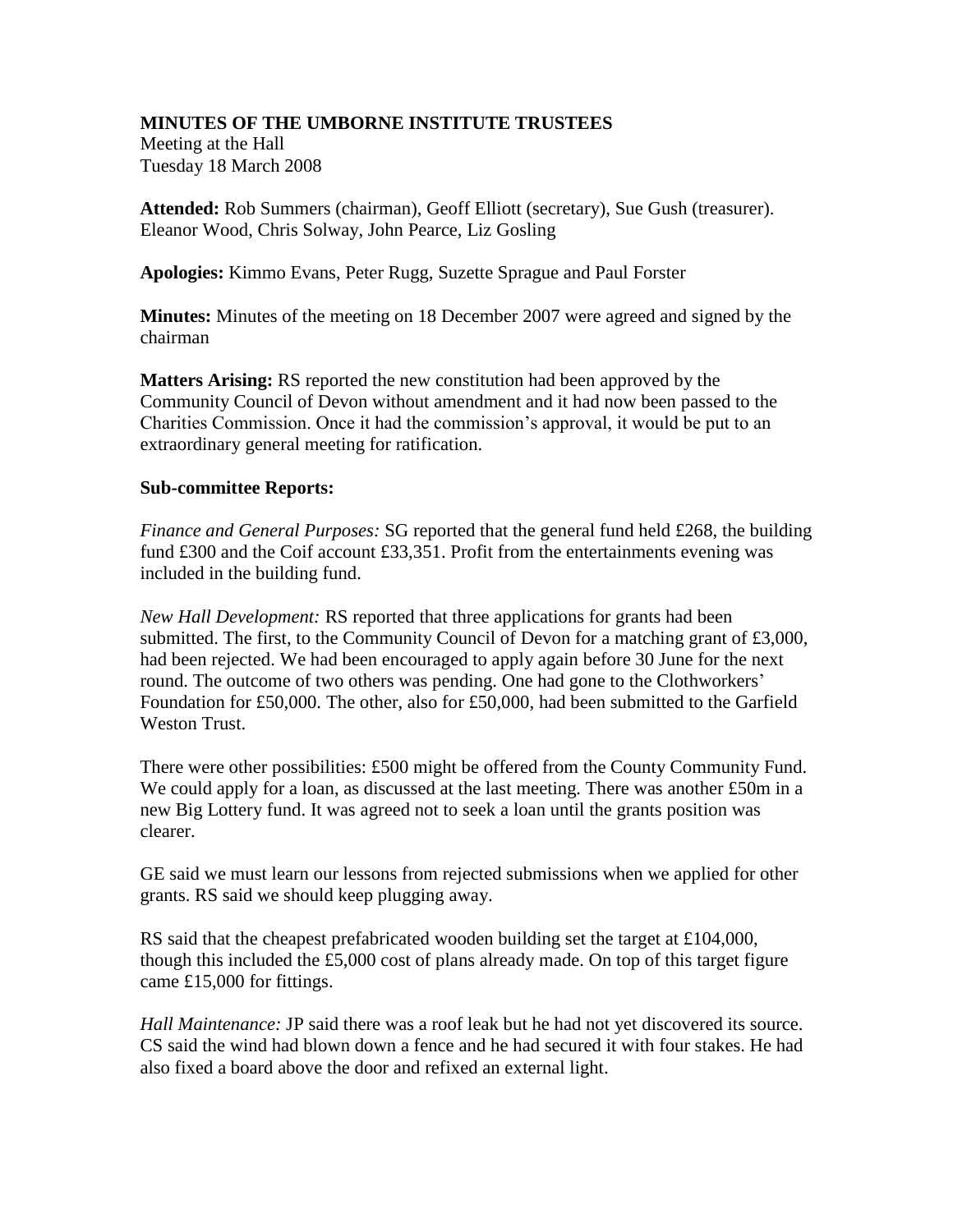# MINUTES OF THE UMBORNE INSTITUTE TRUSTEES

Meeting at the Hall
Tuesday 18 March 2008

**Attended:** Rob Summers (chairman), Geoff Elliott (secretary), Sue Gush (treasurer). Eleanor Wood, Chris Solway, John Pearce, Liz Gosling

**Apologies:** Kimmo Evans, Peter Rugg, Suzette Sprague and Paul Forster

**Minutes:** Minutes of the meeting on 18 December 2007 were agreed and signed by the chairman

**Matters Arising:** RS reported the new constitution had been approved by the Community Council of Devon without amendment and it had now been passed to the Charities Commission. Once it had the commission's approval, it would be put to an extraordinary general meeting for ratification.

**Sub-committee Reports:**

*Finance and General Purposes:* SG reported that the general fund held £268, the building fund £300 and the Coif account £33,351. Profit from the entertainments evening was included in the building fund.

*New Hall Development:* RS reported that three applications for grants had been submitted. The first, to the Community Council of Devon for a matching grant of £3,000, had been rejected. We had been encouraged to apply again before 30 June for the next round. The outcome of two others was pending. One had gone to the Clothworkers' Foundation for £50,000. The other, also for £50,000, had been submitted to the Garfield Weston Trust.

There were other possibilities: £500 might be offered from the County Community Fund. We could apply for a loan, as discussed at the last meeting. There was another £50m in a new Big Lottery fund. It was agreed not to seek a loan until the grants position was clearer.

GE said we must learn our lessons from rejected submissions when we applied for other grants. RS said we should keep plugging away.

RS said that the cheapest prefabricated wooden building set the target at £104,000, though this included the £5,000 cost of plans already made. On top of this target figure came £15,000 for fittings.

*Hall Maintenance:* JP said there was a roof leak but he had not yet discovered its source. CS said the wind had blown down a fence and he had secured it with four stakes. He had also fixed a board above the door and refixed an external light.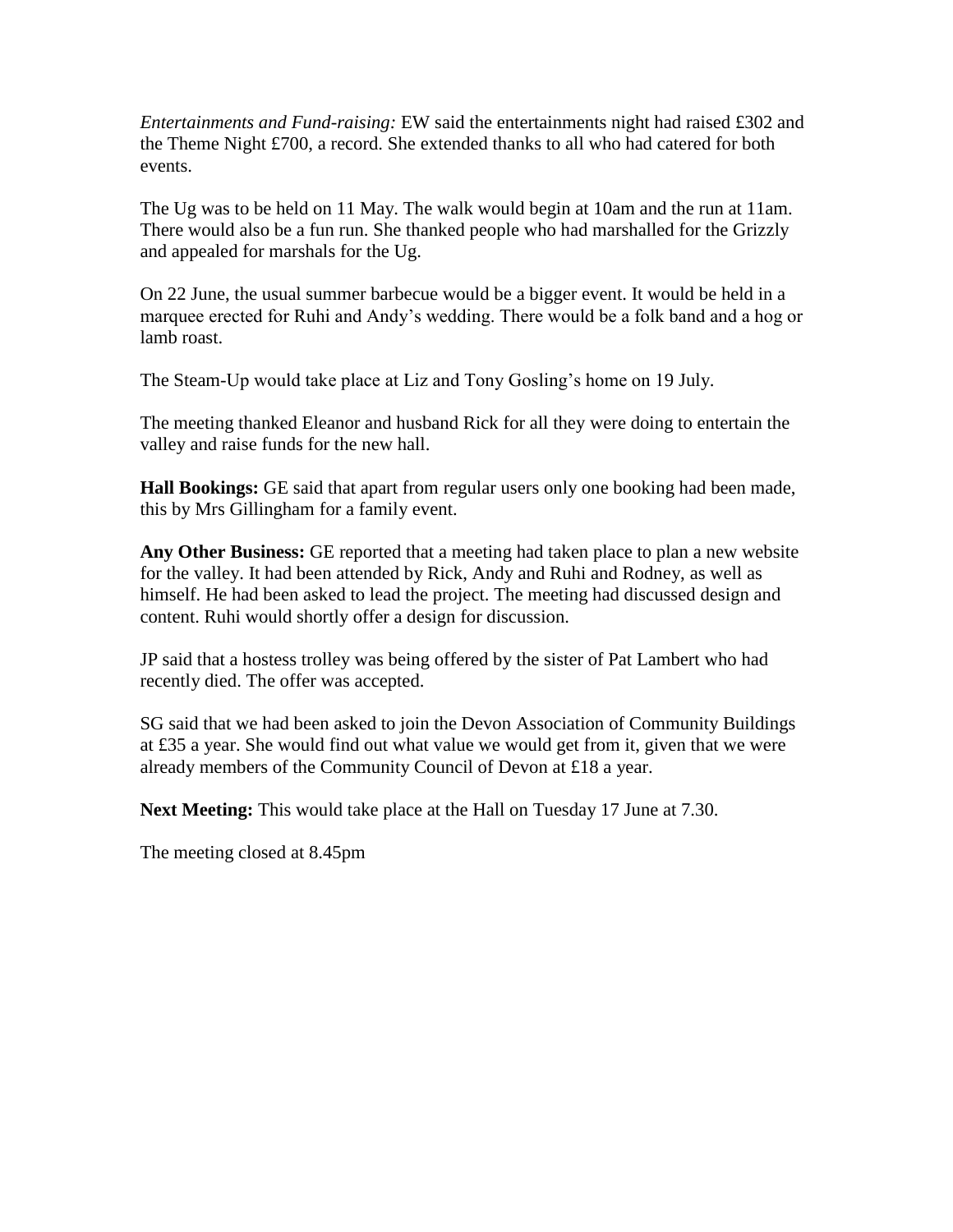*Entertainments and Fund-raising:* EW said the entertainments night had raised £302 and the Theme Night £700, a record. She extended thanks to all who had catered for both events.

The Ug was to be held on 11 May. The walk would begin at 10am and the run at 11am. There would also be a fun run. She thanked people who had marshalled for the Grizzly and appealed for marshals for the Ug.

On 22 June, the usual summer barbecue would be a bigger event. It would be held in a marquee erected for Ruhi and Andy's wedding. There would be a folk band and a hog or lamb roast.

The Steam-Up would take place at Liz and Tony Gosling's home on 19 July.

The meeting thanked Eleanor and husband Rick for all they were doing to entertain the valley and raise funds for the new hall.

**Hall Bookings:** GE said that apart from regular users only one booking had been made, this by Mrs Gillingham for a family event.

**Any Other Business:** GE reported that a meeting had taken place to plan a new website for the valley. It had been attended by Rick, Andy and Ruhi and Rodney, as well as himself. He had been asked to lead the project. The meeting had discussed design and content. Ruhi would shortly offer a design for discussion.

JP said that a hostess trolley was being offered by the sister of Pat Lambert who had recently died. The offer was accepted.

SG said that we had been asked to join the Devon Association of Community Buildings at £35 a year. She would find out what value we would get from it, given that we were already members of the Community Council of Devon at £18 a year.

**Next Meeting:** This would take place at the Hall on Tuesday 17 June at 7.30.

The meeting closed at 8.45pm